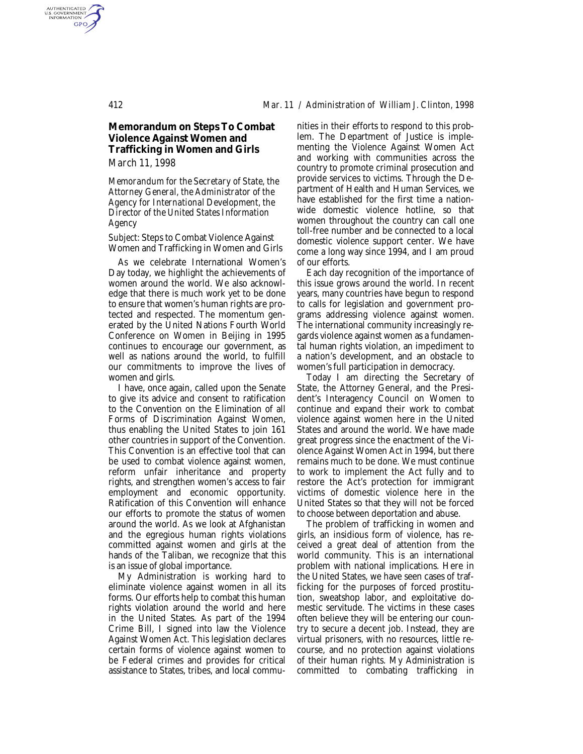## Memorandum on Steps To Combat Violence Against Women and Trafficking in Women and Girls

*March 11, 1998*

*Memorandum for the Secretary of State, the Attorney General, the Administrator of the Agency for International Development, the Director of the United States Information Agency*

*Subject:* Steps to Combat Violence Against Women and Trafficking in Women and Girls

As we celebrate International Women's Day today, we highlight the achievements of women around the world. We also acknowledge that there is much work yet to be done to ensure that women's human rights are protected and respected. The momentum generated by the United Nations Fourth World Conference on Women in Beijing in 1995 continues to encourage our government, as well as nations around the world, to fulfill our commitments to improve the lives of women and girls.

I have, once again, called upon the Senate to give its advice and consent to ratification to the Convention on the Elimination of all Forms of Discrimination Against Women, thus enabling the United States to join 161 other countries in support of the Convention. This Convention is an effective tool that can be used to combat violence against women, reform unfair inheritance and property rights, and strengthen women's access to fair employment and economic opportunity. Ratification of this Convention will enhance our efforts to promote the status of women around the world. As we look at Afghanistan and the egregious human rights violations committed against women and girls at the hands of the Taliban, we recognize that this is an issue of global importance.

My Administration is working hard to eliminate violence against women in all its forms. Our efforts help to combat this human rights violation around the world and here in the United States. As part of the 1994 Crime Bill, I signed into law the Violence Against Women Act. This legislation declares certain forms of violence against women to be Federal crimes and provides for critical assistance to States, tribes, and local communities in their efforts to respond to this problem. The Department of Justice is implementing the Violence Against Women Act and working with communities across the country to promote criminal prosecution and provide services to victims. Through the Department of Health and Human Services, we have established for the first time a nationwide domestic violence hotline, so that women throughout the country can call one toll-free number and be connected to a local domestic violence support center. We have come a long way since 1994, and I am proud of our efforts.

Each day recognition of the importance of this issue grows around the world. In recent years, many countries have begun to respond to calls for legislation and government programs addressing violence against women. The international community increasingly regards violence against women as a fundamental human rights violation, an impediment to a nation's development, and an obstacle to women's full participation in democracy.

Today I am directing the Secretary of State, the Attorney General, and the President's Interagency Council on Women to continue and expand their work to combat violence against women here in the United States and around the world. We have made great progress since the enactment of the Violence Against Women Act in 1994, but there remains much to be done. We must continue to work to implement the Act fully and to restore the Act's protection for immigrant victims of domestic violence here in the United States so that they will not be forced to choose between deportation and abuse.

The problem of trafficking in women and girls, an insidious form of violence, has received a great deal of attention from the world community. This is an international problem with national implications. Here in the United States, we have seen cases of trafficking for the purposes of forced prostitution, sweatshop labor, and exploitative domestic servitude. The victims in these cases often believe they will be entering our country to secure a decent job. Instead, they are virtual prisoners, with no resources, little recourse, and no protection against violations of their human rights. My Administration is committed to combating trafficking in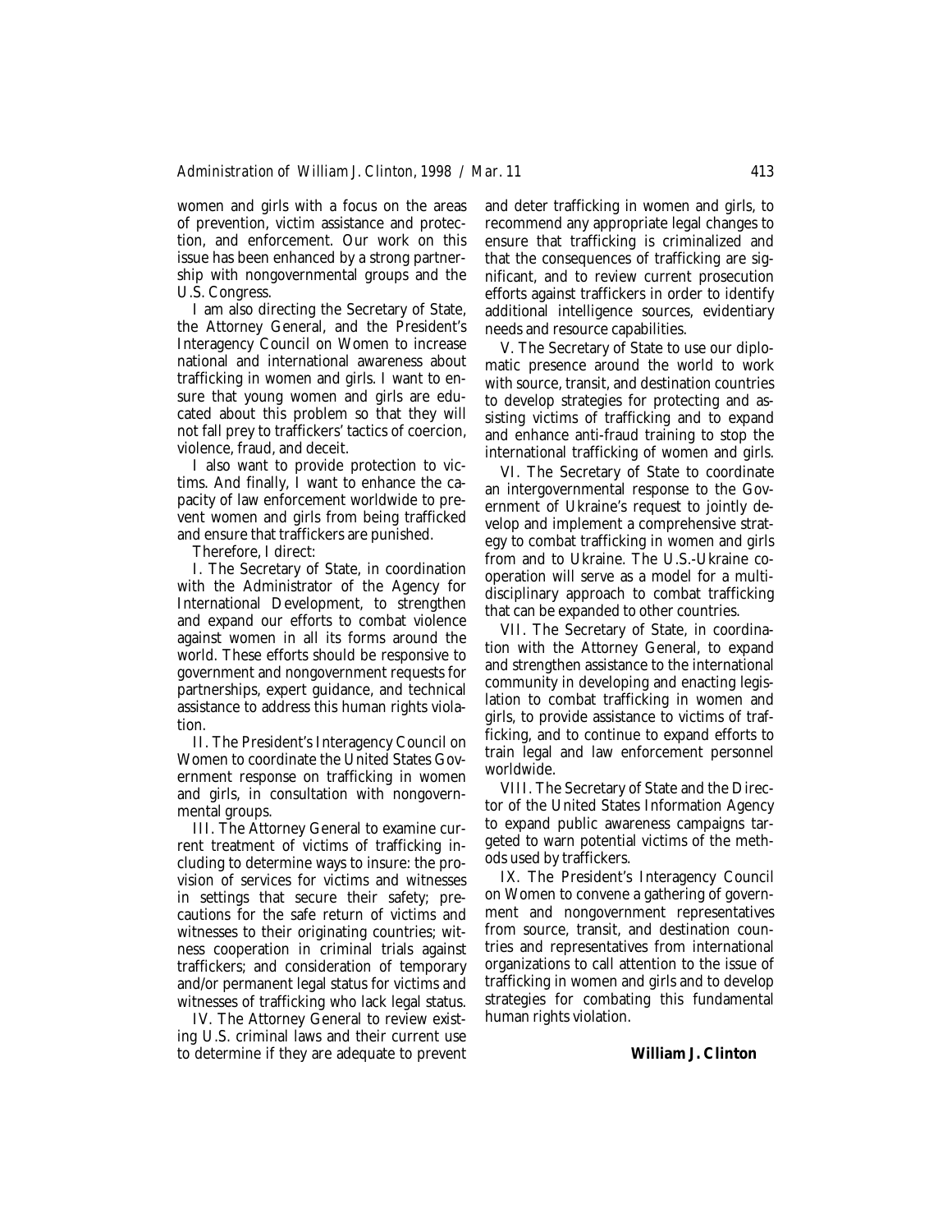women and girls with a focus on the areas of prevention, victim assistance and protection, and enforcement. Our work on this issue has been enhanced by a strong partnership with nongovernmental groups and the U.S. Congress.

I am also directing the Secretary of State, the Attorney General, and the President's Interagency Council on Women to increase national and international awareness about trafficking in women and girls. I want to ensure that young women and girls are educated about this problem so that they will not fall prey to traffickers' tactics of coercion, violence, fraud, and deceit.

I also want to provide protection to victims. And finally, I want to enhance the capacity of law enforcement worldwide to prevent women and girls from being trafficked and ensure that traffickers are punished.

Therefore, I direct:

I. The Secretary of State, in coordination with the Administrator of the Agency for International Development, to strengthen and expand our efforts to combat violence against women in all its forms around the world. These efforts should be responsive to government and nongovernment requests for partnerships, expert guidance, and technical assistance to address this human rights violation.

II. The President's Interagency Council on Women to coordinate the United States Government response on trafficking in women and girls, in consultation with nongovernmental groups.

III. The Attorney General to examine current treatment of victims of trafficking including to determine ways to insure: the provision of services for victims and witnesses in settings that secure their safety; precautions for the safe return of victims and witnesses to their originating countries; witness cooperation in criminal trials against traffickers; and consideration of temporary and/or permanent legal status for victims and witnesses of trafficking who lack legal status.

IV. The Attorney General to review existing U.S. criminal laws and their current use to determine if they are adequate to prevent and deter trafficking in women and girls, to recommend any appropriate legal changes to ensure that trafficking is criminalized and that the consequences of trafficking are significant, and to review current prosecution efforts against traffickers in order to identify additional intelligence sources, evidentiary needs and resource capabilities.

V. The Secretary of State to use our diplomatic presence around the world to work with source, transit, and destination countries to develop strategies for protecting and assisting victims of trafficking and to expand and enhance anti-fraud training to stop the international trafficking of women and girls.

VI. The Secretary of State to coordinate an intergovernmental response to the Government of Ukraine's request to jointly develop and implement a comprehensive strategy to combat trafficking in women and girls from and to Ukraine. The U.S.-Ukraine cooperation will serve as a model for a multidisciplinary approach to combat trafficking that can be expanded to other countries.

VII. The Secretary of State, in coordination with the Attorney General, to expand and strengthen assistance to the international community in developing and enacting legislation to combat trafficking in women and girls, to provide assistance to victims of trafficking, and to continue to expand efforts to train legal and law enforcement personnel worldwide.

VIII. The Secretary of State and the Director of the United States Information Agency to expand public awareness campaigns targeted to warn potential victims of the methods used by traffickers.

IX. The President's Interagency Council on Women to convene a gathering of government and nongovernment representatives from source, transit, and destination countries and representatives from international organizations to call attention to the issue of trafficking in women and girls and to develop strategies for combating this fundamental human rights violation.

**William J. Clinton**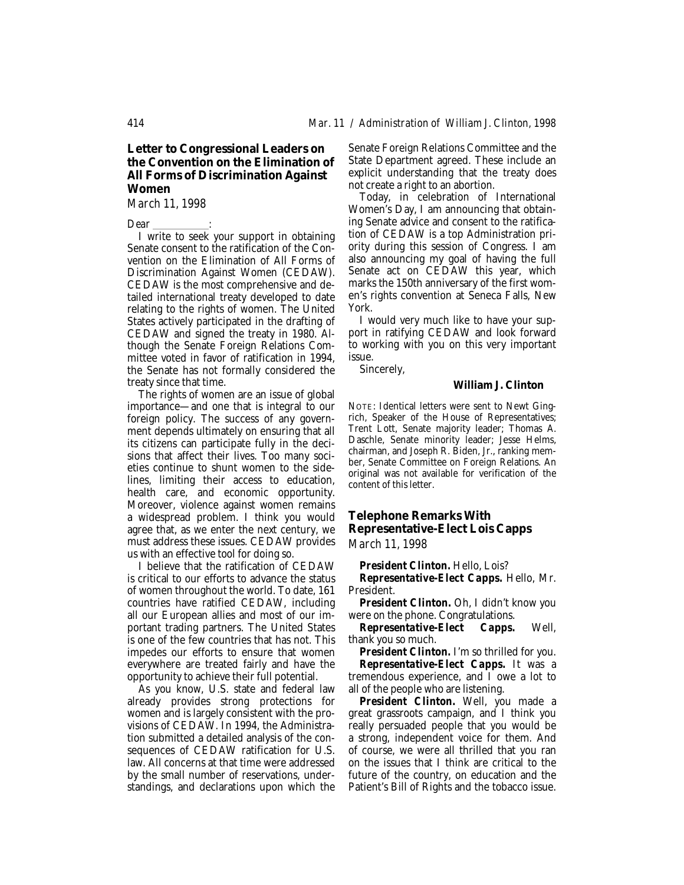## Letter to Congressional Leaders on the Convention on the Elimination of All Forms of Discrimination Against Women

*March 11, 1998*

Dear \_\_\_\_\_\_\_\_\_\_\_:

I write to seek your support in obtaining Senate consent to the ratification of the Convention on the Elimination of All Forms of Discrimination Against Women (CEDAW). CEDAW is the most comprehensive and detailed international treaty developed to date relating to the rights of women. The United States actively participated in the drafting of CEDAW and signed the treaty in 1980. Although the Senate Foreign Relations Committee voted in favor of ratification in 1994, the Senate has not formally considered the treaty since that time.

The rights of women are an issue of global importance—and one that is integral to our foreign policy. The success of any government depends ultimately on ensuring that all its citizens can participate fully in the decisions that affect their lives. Too many societies continue to shunt women to the sidelines, limiting their access to education, health care, and economic opportunity. Moreover, violence against women remains a widespread problem. I think you would agree that, as we enter the next century, we must address these issues. CEDAW provides us with an effective tool for doing so.

I believe that the ratification of CEDAW is critical to our efforts to advance the status of women throughout the world. To date, 161 countries have ratified CEDAW, including all our European allies and most of our important trading partners. The United States is one of the few countries that has not. This impedes our efforts to ensure that women everywhere are treated fairly and have the opportunity to achieve their full potential.

As you know, U.S. state and federal law already provides strong protections for women and is largely consistent with the provisions of CEDAW. In 1994, the Administration submitted a detailed analysis of the consequences of CEDAW ratification for U.S. law. All concerns at that time were addressed by the small number of reservations, understandings, and declarations upon which the Senate Foreign Relations Committee and the State Department agreed. These include an explicit understanding that the treaty does not create a right to an abortion.

Today, in celebration of International Women's Day, I am announcing that obtaining Senate advice and consent to the ratification of CEDAW is a top Administration priority during this session of Congress. I am also announcing my goal of having the full Senate act on CEDAW this year, which marks the 150th anniversary of the first women's rights convention at Seneca Falls, New York.

I would very much like to have your support in ratifying CEDAW and look forward to working with you on this very important issue.

Sincerely,

**William J. Clinton**

NOTE: Identical letters were sent to Newt Gingrich, Speaker of the House of Representatives; Trent Lott, Senate majority leader; Thomas A. Daschle, Senate minority leader; Jesse Helms, chairman, and Joseph R. Biden, Jr., ranking member, Senate Committee on Foreign Relations. An original was not available for verification of the content of this letter.

## Telephone Remarks With Representative-Elect Lois Capps

*March 11, 1998*

**President Clinton.** Hello, Lois?

**Representative-Elect Capps.** Hello, Mr. President.

**President Clinton.** Oh, I didn't know you were on the phone. Congratulations.

**Representative-Elect Capps.** Well, thank you so much.

**President Clinton.** I'm so thrilled for you.

**Representative-Elect Capps.** It was a tremendous experience, and I owe a lot to all of the people who are listening.

**President Clinton.** Well, you made a great grassroots campaign, and I think you really persuaded people that you would be a strong, independent voice for them. And of course, we were all thrilled that you ran on the issues that I think are critical to the future of the country, on education and the Patient's Bill of Rights and the tobacco issue.